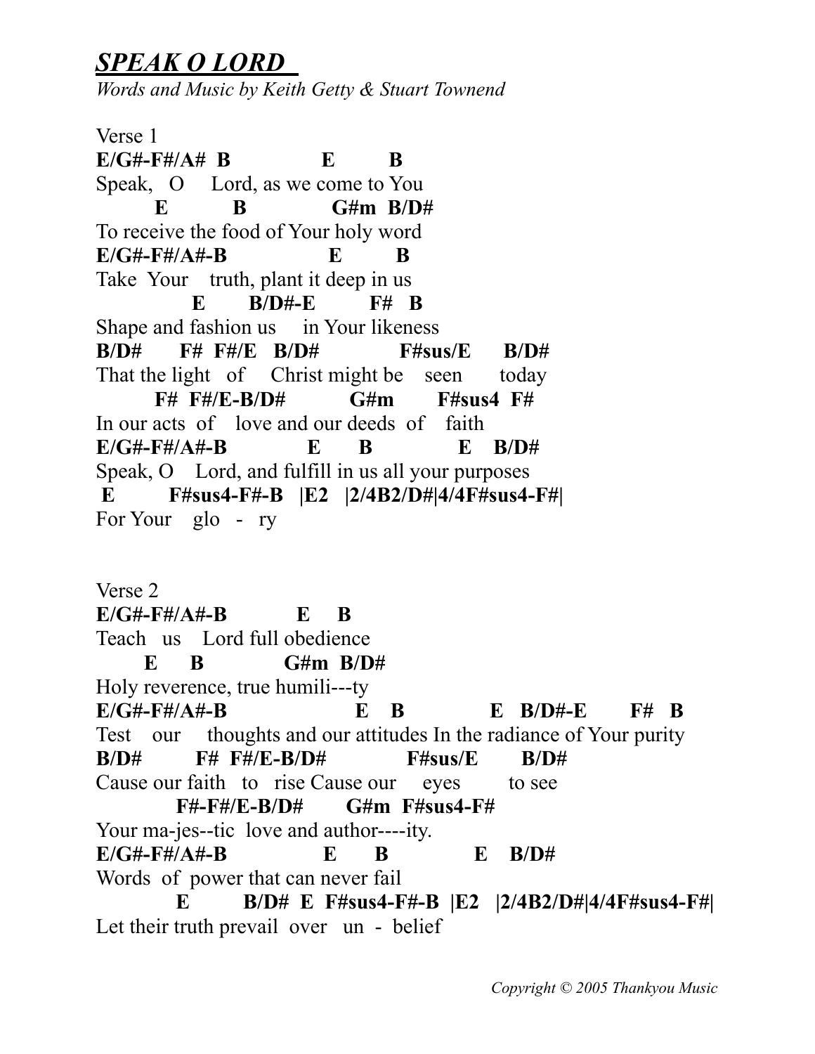# ***SPEAK O LORD***

*Words and Music by Keith Getty & Stuart Townend*

```
Verse 1
E/G#-F#/A#  B              E         B
Speak,   O     Lord, as we come to You
          E            B                G#m  B/D#
To receive the food of Your holy word
E/G#-F#/A#-B                  E         B
Take  Your    truth, plant it deep in us
                E        B/D#-E          F#   B
Shape and fashion us     in Your likeness
B/D#       F#  F#/E   B/D#            F#sus/E      B/D#
That the light   of     Christ might be    seen       today
         F#  F#/E-B/D#            G#m       F#sus4  F#
In our acts  of    love and our deeds  of    faith
E/G#-F#/A#-B              E       B             E    B/D#
Speak, O    Lord, and fulfill in us all your purposes
 E         F#sus4-F#-B   |E2   |2/4B2/D#|4/4F#sus4-F#|
For Your    glo   -   ry


Verse 2
E/G#-F#/A#-B            E     B
Teach   us    Lord full obedience
        E      B              G#m  B/D#
Holy reverence, true humili---ty
E/G#-F#/A#-B                    E    B              E   B/D#-E       F#   B
Test    our     thoughts and our attitudes In the radiance of Your purity
B/D#         F#  F#/E-B/D#             F#sus/E       B/D#
Cause our faith   to   rise Cause our     eyes        to see
          F#-F#/E-B/D#       G#m  F#sus4-F#
Your ma-jes--tic  love and author----ity.
E/G#-F#/A#-B               E       B              E    B/D#
Words  of  power that can never fail
          E         B/D#  E  F#sus4-F#-B  |E2   |2/4B2/D#|4/4F#sus4-F#|
Let their truth prevail  over   un  -  belief
```

*Copyright © 2005 Thankyou Music*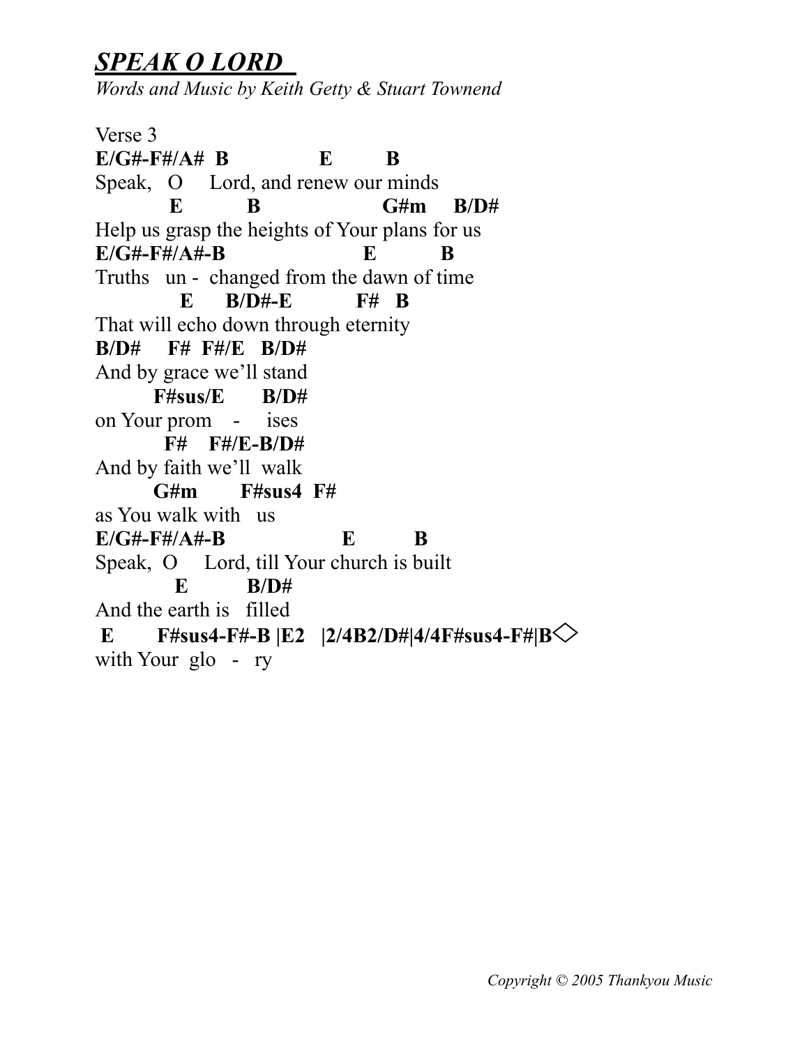## ***SPEAK O LORD***

*Words and Music by Keith Getty & Stuart Townend*

Verse 3

```
E/G#-F#/A#  B               E         B
Speak,   O     Lord, and renew our minds
            E           B                     G#m     B/D#
Help us grasp the heights of Your plans for us
E/G#-F#/A#-B                        E           B
Truths   un -  changed from the dawn of time
              E      B/D#-E           F#   B
That will echo down through eternity
B/D#     F#  F#/E   B/D#
And by grace we'll stand
         F#sus/E       B/D#
on Your prom    -     ises
           F#    F#/E-B/D#
And by faith we'll  walk
         G#m        F#sus4  F#
as You walk with   us
E/G#-F#/A#-B                    E          B
Speak,  O     Lord, till Your church is built
             E          B/D#
And the earth is   filled
 E        F#sus4-F#-B |E2   |2/4B2/D#|4/4F#sus4-F#|B◇
with Your  glo   -   ry
```

*Copyright © 2005 Thankyou Music*